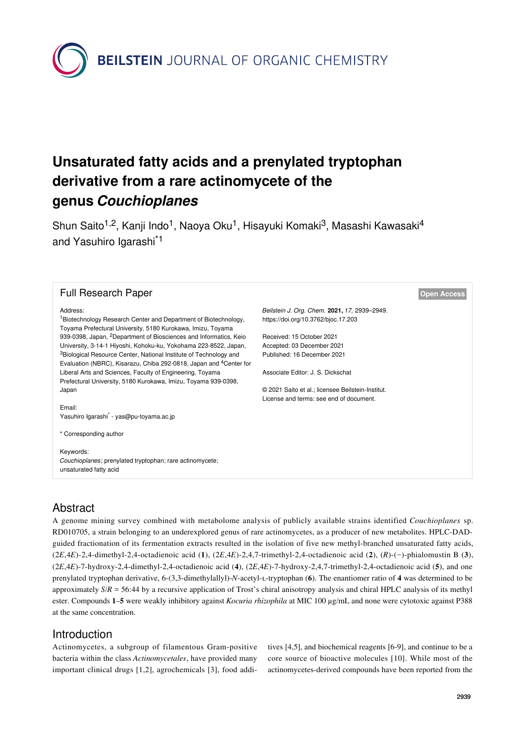# Unsaturated fatty acids and a prenylated tryptophan derivative from a rare actinomycete of the genus *Couchioplanes*

Shun Saito[1,2], Kanji Indo[1], Naoya Oku[1], Hisayuki Komaki[3], Masashi Kawasaki[4] and Yasuhiro Igarashi[*1]

**Full Research Paper**

**Open Access**

Address:
[1]Biotechnology Research Center and Department of Biotechnology, Toyama Prefectural University, 5180 Kurokawa, Imizu, Toyama 939-0398, Japan, [2]Department of Biosciences and Informatics, Keio University, 3-14-1 Hiyoshi, Kohoku-ku, Yokohama 223-8522, Japan, [3]Biological Resource Center, National Institute of Technology and Evaluation (NBRC), Kisarazu, Chiba 292-0818, Japan and [4]Center for Liberal Arts and Sciences, Faculty of Engineering, Toyama Prefectural University, 5180 Kurokawa, Imizu, Toyama 939-0398, Japan

Email:
Yasuhiro Igarashi* - yas@pu-toyama.ac.jp

\* Corresponding author

Keywords:
*Couchioplanes*; prenylated tryptophan; rare actinomycete; unsaturated fatty acid

*Beilstein J. Org. Chem.* **2021,** *17,* 2939–2949.
https://doi.org/10.3762/bjoc.17.203

Received: 15 October 2021
Accepted: 03 December 2021
Published: 16 December 2021

Associate Editor: J. S. Dickschat

© 2021 Saito et al.; licensee Beilstein-Institut.
License and terms: see end of document.

## Abstract

A genome mining survey combined with metabolome analysis of publicly available strains identified *Couchioplanes* sp. RD010705, a strain belonging to an underexplored genus of rare actinomycetes, as a producer of new metabolites. HPLC-DAD-guided fractionation of its fermentation extracts resulted in the isolation of five new methyl-branched unsaturated fatty acids, (2*E*,4*E*)-2,4-dimethyl-2,4-octadienoic acid (**1**), (2*E*,4*E*)-2,4,7-trimethyl-2,4-octadienoic acid (**2**), (*R*)-(−)-phialomustin B (**3**), (2*E*,4*E*)-7-hydroxy-2,4-dimethyl-2,4-octadienoic acid (**4**), (2*E*,4*E*)-7-hydroxy-2,4,7-trimethyl-2,4-octadienoic acid (**5**), and one prenylated tryptophan derivative, 6-(3,3-dimethylallyl)-*N*-acetyl-L-tryptophan (**6**). The enantiomer ratio of **4** was determined to be approximately *S*/*R* = 56:44 by a recursive application of Trost's chiral anisotropy analysis and chiral HPLC analysis of its methyl ester. Compounds **1**–**5** were weakly inhibitory against *Kocuria rhizophila* at MIC 100 µg/mL and none were cytotoxic against P388 at the same concentration.

## Introduction

Actinomycetes, a subgroup of filamentous Gram-positive bacteria within the class *Actinomycetales*, have provided many important clinical drugs [1,2], agrochemicals [3], food additives [4,5], and biochemical reagents [6-9], and continue to be a core source of bioactive molecules [10]. While most of the actinomycetes-derived compounds have been reported from the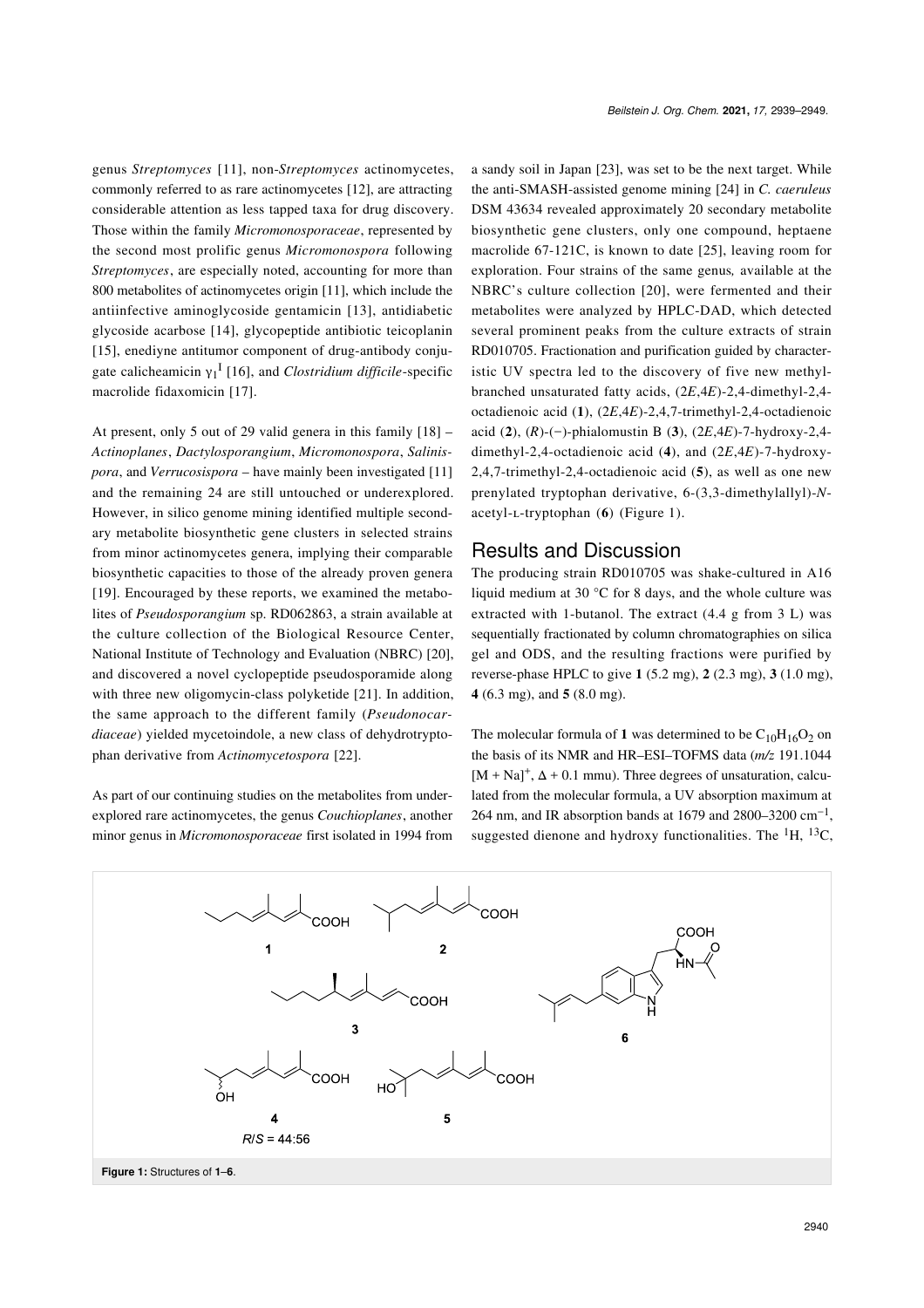genus *Streptomyces* [11], non-*Streptomyces* actinomycetes, commonly referred to as rare actinomycetes [12], are attracting considerable attention as less tapped taxa for drug discovery. Those within the family *Micromonosporaceae*, represented by the second most prolific genus *Micromonospora* following *Streptomyces*, are especially noted, accounting for more than 800 metabolites of actinomycetes origin [11], which include the antiinfective aminoglycoside gentamicin [13], antidiabetic glycoside acarbose [14], glycopeptide antibiotic teicoplanin [15], enediyne antitumor component of drug-antibody conjugate calicheamicin $\gamma_1^{I}$ [16], and *Clostridium difficile*-specific macrolide fidaxomicin [17].

At present, only 5 out of 29 valid genera in this family [18] – *Actinoplanes*, *Dactylosporangium*, *Micromonospora*, *Salinispora*, and *Verrucosispora* – have mainly been investigated [11] and the remaining 24 are still untouched or underexplored. However, in silico genome mining identified multiple secondary metabolite biosynthetic gene clusters in selected strains from minor actinomycetes genera, implying their comparable biosynthetic capacities to those of the already proven genera [19]. Encouraged by these reports, we examined the metabolites of *Pseudosporangium* sp. RD062863, a strain available at the culture collection of the Biological Resource Center, National Institute of Technology and Evaluation (NBRC) [20], and discovered a novel cyclopeptide pseudosporamide along with three new oligomycin-class polyketide [21]. In addition, the same approach to the different family (*Pseudonocardiaceae*) yielded mycetoindole, a new class of dehydrotryptophan derivative from *Actinomycetospora* [22].

As part of our continuing studies on the metabolites from underexplored rare actinomycetes, the genus *Couchioplanes*, another minor genus in *Micromonosporaceae* first isolated in 1994 from a sandy soil in Japan [23], was set to be the next target. While the anti-SMASH-assisted genome mining [24] in *C. caeruleus* DSM 43634 revealed approximately 20 secondary metabolite biosynthetic gene clusters, only one compound, heptaene macrolide 67-121C, is known to date [25], leaving room for exploration. Four strains of the same genus, available at the NBRC's culture collection [20], were fermented and their metabolites were analyzed by HPLC-DAD, which detected several prominent peaks from the culture extracts of strain RD010705. Fractionation and purification guided by characteristic UV spectra led to the discovery of five new methyl-branched unsaturated fatty acids, (2*E*,4*E*)-2,4-dimethyl-2,4-octadienoic acid (**1**), (2*E*,4*E*)-2,4,7-trimethyl-2,4-octadienoic acid (**2**), (*R*)-(−)-phialomustin B (**3**), (2*E*,4*E*)-7-hydroxy-2,4-dimethyl-2,4-octadienoic acid (**4**), and (2*E*,4*E*)-7-hydroxy-2,4,7-trimethyl-2,4-octadienoic acid (**5**), as well as one new prenylated tryptophan derivative, 6-(3,3-dimethylallyl)-*N*-acetyl-L-tryptophan (**6**) (Figure 1).

## Results and Discussion

The producing strain RD010705 was shake-cultured in A16 liquid medium at 30 °C for 8 days, and the whole culture was extracted with 1-butanol. The extract (4.4 g from 3 L) was sequentially fractionated by column chromatographies on silica gel and ODS, and the resulting fractions were purified by reverse-phase HPLC to give **1** (5.2 mg), **2** (2.3 mg), **3** (1.0 mg), **4** (6.3 mg), and **5** (8.0 mg).

The molecular formula of **1** was determined to be $C_{10}H_{16}O_2$ on the basis of its NMR and HR–ESI–TOFMS data (*m/z* 191.1044 $[M + Na]^+$, Δ + 0.1 mmu). Three degrees of unsaturation, calculated from the molecular formula, a UV absorption maximum at 264 nm, and IR absorption bands at 1679 and 2800–3200 cm$^{-1}$, suggested dienone and hydroxy functionalities. The $^1$H, $^{13}$C,

*R*/*S* = 44:56

**Figure 1:** Structures of **1**–**6**.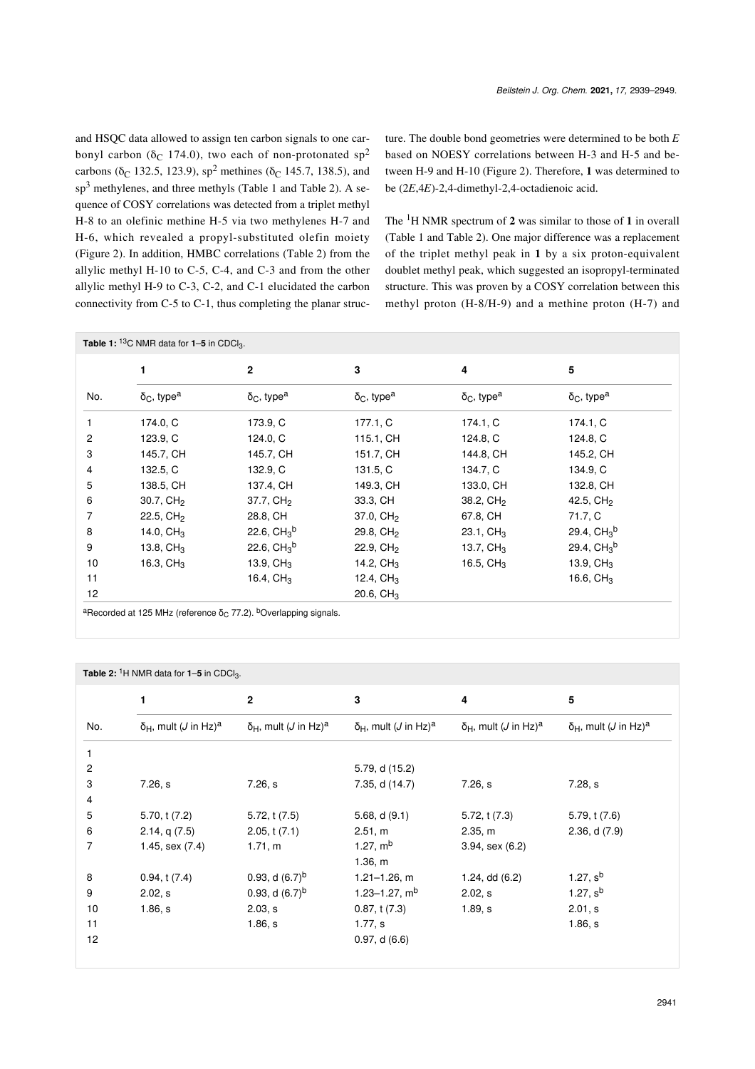and HSQC data allowed to assign ten carbon signals to one carbonyl carbon ($\delta_C$ 174.0), two each of non-protonated $sp^2$ carbons ($\delta_C$ 132.5, 123.9), $sp^2$ methines ($\delta_C$ 145.7, 138.5), and $sp^3$ methylenes, and three methyls (Table 1 and Table 2). A sequence of COSY correlations was detected from a triplet methyl H-8 to an olefinic methine H-5 via two methylenes H-7 and H-6, which revealed a propyl-substituted olefin moiety (Figure 2). In addition, HMBC correlations (Table 2) from the allylic methyl H-10 to C-5, C-4, and C-3 and from the other allylic methyl H-9 to C-3, C-2, and C-1 elucidated the carbon connectivity from C-5 to C-1, thus completing the planar structure. The double bond geometries were determined to be both *E* based on NOESY correlations between H-3 and H-5 and between H-9 and H-10 (Figure 2). Therefore, **1** was determined to be (2*E*,4*E*)-2,4-dimethyl-2,4-octadienoic acid.

The $^1$H NMR spectrum of **2** was similar to those of **1** in overall (Table 1 and Table 2). One major difference was a replacement of the triplet methyl peak in **1** by a six proton-equivalent doublet methyl peak, which suggested an isopropyl-terminated structure. This was proven by a COSY correlation between this methyl proton (H-8/H-9) and a methine proton (H-7) and

**Table 1:** $^{13}$C NMR data for **1**–**5** in $CDCl_3$.

| | 1 | 2 | 3 | 4 | 5 |
|---|---|---|---|---|---|
| No. | $\delta_C$, type[a] | $\delta_C$, type[a] | $\delta_C$, type[a] | $\delta_C$, type[a] | $\delta_C$, type[a] |
| 1 | 174.0, C | 173.9, C | 177.1, C | 174.1, C | 174.1, C |
| 2 | 123.9, C | 124.0, C | 115.1, CH | 124.8, C | 124.8, C |
| 3 | 145.7, CH | 145.7, CH | 151.7, CH | 144.8, CH | 145.2, CH |
| 4 | 132.5, C | 132.9, C | 131.5, C | 134.7, C | 134.9, C |
| 5 | 138.5, CH | 137.4, CH | 149.3, CH | 133.0, CH | 132.8, CH |
| 6 | 30.7, $CH_2$ | 37.7, $CH_2$ | 33.3, CH | 38.2, $CH_2$ | 42.5, $CH_2$ |
| 7 | 22.5, $CH_2$ | 28.8, CH | 37.0, $CH_2$ | 67.8, CH | 71.7, C |
| 8 | 14.0, $CH_3$ | 22.6, $CH_3$[b] | 29.8, $CH_2$ | 23.1, $CH_3$ | 29.4, $CH_3$[b] |
| 9 | 13.8, $CH_3$ | 22.6, $CH_3$[b] | 22.9, $CH_2$ | 13.7, $CH_3$ | 29.4, $CH_3$[b] |
| 10 | 16.3, $CH_3$ | 13.9, $CH_3$ | 14.2, $CH_3$ | 16.5, $CH_3$ | 13.9, $CH_3$ |
| 11 | | 16.4, $CH_3$ | 12.4, $CH_3$ | | 16.6, $CH_3$ |
| 12 | | | 20.6, $CH_3$ | | |

[a]Recorded at 125 MHz (reference $\delta_C$ 77.2). [b]Overlapping signals.

**Table 2:** $^1$H NMR data for **1**–**5** in $CDCl_3$.

| | 1 | 2 | 3 | 4 | 5 |
|---|---|---|---|---|---|
| No. | $\delta_H$, mult (*J* in Hz)[a] | $\delta_H$, mult (*J* in Hz)[a] | $\delta_H$, mult (*J* in Hz)[a] | $\delta_H$, mult (*J* in Hz)[a] | $\delta_H$, mult (*J* in Hz)[a] |
| 1 | | | | | |
| 2 | | | 5.79, d (15.2) | | |
| 3 | 7.26, s | 7.26, s | 7.35, d (14.7) | 7.26, s | 7.28, s |
| 4 | | | | | |
| 5 | 5.70, t (7.2) | 5.72, t (7.5) | 5.68, d (9.1) | 5.72, t (7.3) | 5.79, t (7.6) |
| 6 | 2.14, q (7.5) | 2.05, t (7.1) | 2.51, m | 2.35, m | 2.36, d (7.9) |
| 7 | 1.45, sex (7.4) | 1.71, m | 1.27, m[b]<br>1.36, m | 3.94, sex (6.2) | |
| 8 | 0.94, t (7.4) | 0.93, d (6.7)[b] | 1.21–1.26, m | 1.24, dd (6.2) | 1.27, s[b] |
| 9 | 2.02, s | 0.93, d (6.7)[b] | 1.23–1.27, m[b] | 2.02, s | 1.27, s[b] |
| 10 | 1.86, s | 2.03, s | 0.87, t (7.3) | 1.89, s | 2.01, s |
| 11 | | 1.86, s | 1.77, s | | 1.86, s |
| 12 | | | 0.97, d (6.6) | | |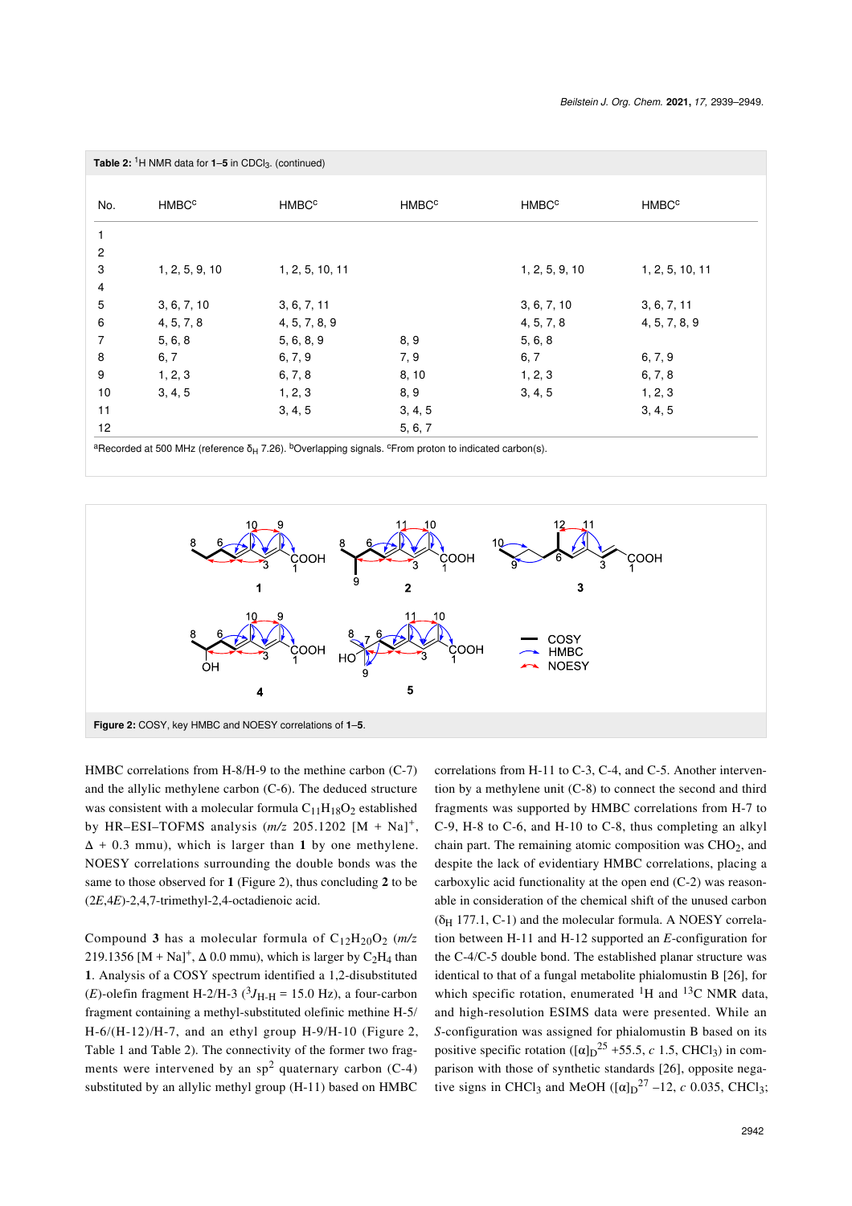**Table 2:** $^1H$ NMR data for **1**–**5** in $CDCl_3$. (continued)

| No. | HMBC[c] | HMBC[c] | HMBC[c] | HMBC[c] | HMBC[c] |
|---|---|---|---|---|---|
| 1 | | | | | |
| 2 | | | | | |
| 3 | 1, 2, 5, 9, 10 | 1, 2, 5, 10, 11 | | 1, 2, 5, 9, 10 | 1, 2, 5, 10, 11 |
| 4 | | | | | |
| 5 | 3, 6, 7, 10 | 3, 6, 7, 11 | | 3, 6, 7, 10 | 3, 6, 7, 11 |
| 6 | 4, 5, 7, 8 | 4, 5, 7, 8, 9 | | 4, 5, 7, 8 | 4, 5, 7, 8, 9 |
| 7 | 5, 6, 8 | 5, 6, 8, 9 | 8, 9 | 5, 6, 8 | |
| 8 | 6, 7 | 6, 7, 9 | 7, 9 | 6, 7 | 6, 7, 9 |
| 9 | 1, 2, 3 | 6, 7, 8 | 8, 10 | 1, 2, 3 | 6, 7, 8 |
| 10 | 3, 4, 5 | 1, 2, 3 | 8, 9 | 3, 4, 5 | 1, 2, 3 |
| 11 | | 3, 4, 5 | 3, 4, 5 | | 3, 4, 5 |
| 12 | | | 5, 6, 7 | | |

[a]Recorded at 500 MHz (reference $\delta_H$ 7.26). [b]Overlapping signals. [c]From proton to indicated carbon(s).

**Figure 2:** COSY, key HMBC and NOESY correlations of **1**–**5**.

HMBC correlations from H-8/H-9 to the methine carbon (C-7) and the allylic methylene carbon (C-6). The deduced structure was consistent with a molecular formula $C_{11}H_{18}O_2$ established by HR–ESI–TOFMS analysis (*m/z* 205.1202 $[M + Na]^+$, $\Delta$ + 0.3 mmu), which is larger than **1** by one methylene. NOESY correlations surrounding the double bonds was the same to those observed for **1** (Figure 2), thus concluding **2** to be (2*E*,4*E*)-2,4,7-trimethyl-2,4-octadienoic acid.

Compound **3** has a molecular formula of $C_{12}H_{20}O_2$ (*m/z* 219.1356 $[M + Na]^+$, $\Delta$ 0.0 mmu), which is larger by $C_2H_4$ than **1**. Analysis of a COSY spectrum identified a 1,2-disubstituted (*E*)-olefin fragment H-2/H-3 ($^3J_{H\text{-}H}$ = 15.0 Hz), a four-carbon fragment containing a methyl-substituted olefinic methine H-5/H-6/(H-12)/H-7, and an ethyl group H-9/H-10 (Figure 2, Table 1 and Table 2). The connectivity of the former two fragments were intervened by an $sp^2$ quaternary carbon (C-4) substituted by an allylic methyl group (H-11) based on HMBC correlations from H-11 to C-3, C-4, and C-5. Another intervention by a methylene unit (C-8) to connect the second and third fragments was supported by HMBC correlations from H-7 to C-9, H-8 to C-6, and H-10 to C-8, thus completing an alkyl chain part. The remaining atomic composition was $CHO_2$, and despite the lack of evidentiary HMBC correlations, placing a carboxylic acid functionality at the open end (C-2) was reasonable in consideration of the chemical shift of the unused carbon ($\delta_H$ 177.1, C-1) and the molecular formula. A NOESY correlation between H-11 and H-12 supported an *E*-configuration for the C-4/C-5 double bond. The established planar structure was identical to that of a fungal metabolite phialomustin B [26], for which specific rotation, enumerated $^1H$ and $^{13}C$ NMR data, and high-resolution ESIMS data were presented. While an *S*-configuration was assigned for phialomustin B based on its positive specific rotation ($[\alpha]_D^{25}$ +55.5, *c* 1.5, $CHCl_3$) in comparison with those of synthetic standards [26], opposite negative signs in $CHCl_3$ and MeOH ($[\alpha]_D^{27}$ −12, *c* 0.035, $CHCl_3$;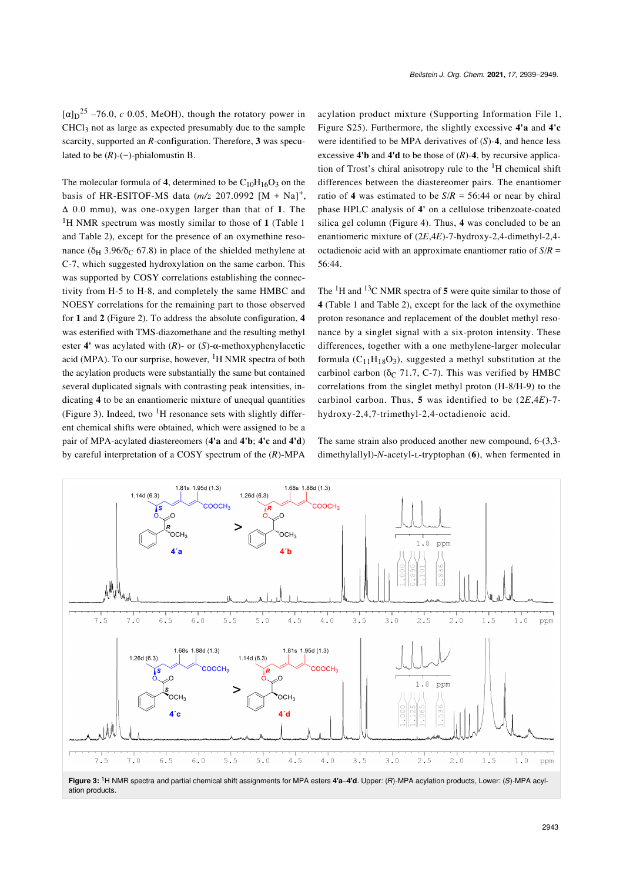$[\alpha]_D^{25}$ −76.0, *c* 0.05, MeOH), though the rotatory power in $CHCl_3$ not as large as expected presumably due to the sample scarcity, supported an *R*-configuration. Therefore, **3** was speculated to be (*R*)-(−)-phialomustin B.

The molecular formula of **4**, determined to be $C_{10}H_{16}O_3$ on the basis of HR-ESITOF-MS data (*m/z* 207.0992 $[M + Na]^+$, Δ 0.0 mmu), was one-oxygen larger than that of **1**. The $^1H$ NMR spectrum was mostly similar to those of **1** (Table 1 and Table 2), except for the presence of an oxymethine resonance ($\delta_H$ 3.96/$\delta_C$ 67.8) in place of the shielded methylene at C-7, which suggested hydroxylation on the same carbon. This was supported by COSY correlations establishing the connectivity from H-5 to H-8, and completely the same HMBC and NOESY correlations for the remaining part to those observed for **1** and **2** (Figure 2). To address the absolute configuration, **4** was esterified with TMS-diazomethane and the resulting methyl ester **4'** was acylated with (*R*)- or (*S*)-α-methoxyphenylacetic acid (MPA). To our surprise, however, $^1H$ NMR spectra of both the acylation products were substantially the same but contained several duplicated signals with contrasting peak intensities, indicating **4** to be an enantiomeric mixture of unequal quantities (Figure 3). Indeed, two $^1H$ resonance sets with slightly different chemical shifts were obtained, which were assigned to be a pair of MPA-acylated diastereomers (**4'a** and **4'b**; **4'c** and **4'd**) by careful interpretation of a COSY spectrum of the (*R*)-MPA acylation product mixture (Supporting Information File 1, Figure S25). Furthermore, the slightly excessive **4'a** and **4'c** were identified to be MPA derivatives of (*S*)-**4**, and hence less excessive **4'b** and **4'd** to be those of (*R*)-**4**, by recursive application of Trost's chiral anisotropy rule to the $^1H$ chemical shift differences between the diastereomer pairs. The enantiomer ratio of **4** was estimated to be *S*/*R* = 56:44 or near by chiral phase HPLC analysis of **4'** on a cellulose tribenzoate-coated silica gel column (Figure 4). Thus, **4** was concluded to be an enantiomeric mixture of (2*E*,4*E*)-7-hydroxy-2,4-dimethyl-2,4-octadienoic acid with an approximate enantiomer ratio of *S*/*R* = 56:44.

The $^1H$ and $^{13}C$ NMR spectra of **5** were quite similar to those of **4** (Table 1 and Table 2), except for the lack of the oxymethine proton resonance and replacement of the doublet methyl resonance by a singlet signal with a six-proton intensity. These differences, together with a one methylene-larger molecular formula ($C_{11}H_{18}O_3$), suggested a methyl substitution at the carbinol carbon ($\delta_C$ 71.7, C-7). This was verified by HMBC correlations from the singlet methyl proton (H-8/H-9) to the carbinol carbon. Thus, **5** was identified to be (2*E*,4*E*)-7-hydroxy-2,4,7-trimethyl-2,4-octadienoic acid.

The same strain also produced another new compound, 6-(3,3-dimethylallyl)-*N*-acetyl-L-tryptophan (**6**), when fermented in

**Figure 3:** $^1H$ NMR spectra and partial chemical shift assignments for MPA esters **4'a**–**4'd**. Upper: (*R*)-MPA acylation products, Lower: (*S*)-MPA acylation products.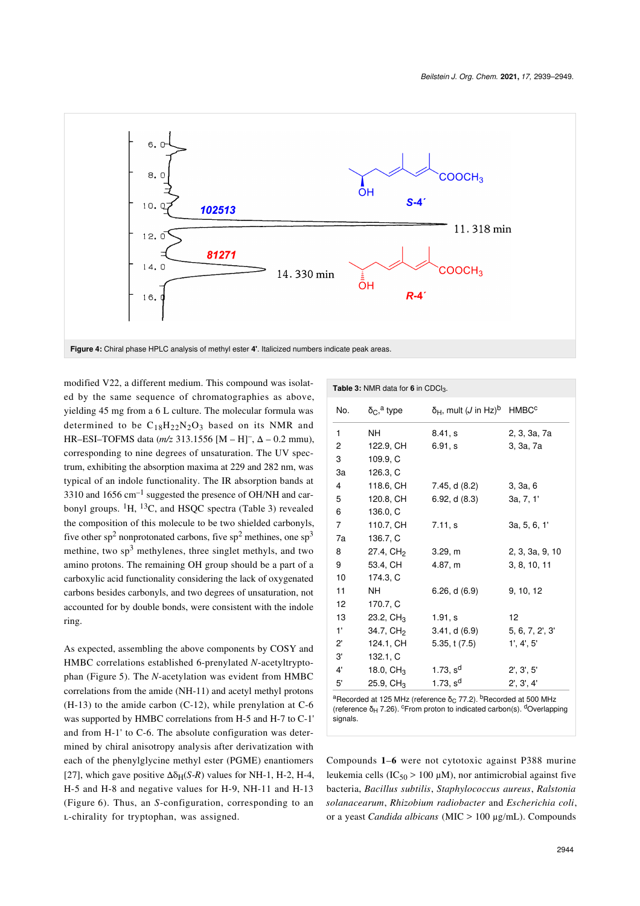Figure 4: Chiral phase HPLC analysis of methyl ester **4'**. Italicized numbers indicate peak areas.

modified V22, a different medium. This compound was isolated by the same sequence of chromatographies as above, yielding 45 mg from a 6 L culture. The molecular formula was determined to be $C_{18}H_{22}N_2O_3$ based on its NMR and HR–ESI–TOFMS data (*m/z* 313.1556 [M − H]$^-$, Δ − 0.2 mmu), corresponding to nine degrees of unsaturation. The UV spectrum, exhibiting the absorption maxima at 229 and 282 nm, was typical of an indole functionality. The IR absorption bands at 3310 and 1656 cm$^{-1}$ suggested the presence of OH/NH and carbonyl groups. $^1$H, $^{13}$C, and HSQC spectra (Table 3) revealed the composition of this molecule to be two shielded carbonyls, five other sp$^2$ nonprotonated carbons, five sp$^2$ methines, one sp$^3$ methine, two sp$^3$ methylenes, three singlet methyls, and two amino protons. The remaining OH group should be a part of a carboxylic acid functionality considering the lack of oxygenated carbons besides carbonyls, and two degrees of unsaturation, not accounted for by double bonds, were consistent with the indole ring.

As expected, assembling the above components by COSY and HMBC correlations established 6-prenylated *N*-acetyltryptophan (Figure 5). The *N*-acetylation was evident from HMBC correlations from the amide (NH-11) and acetyl methyl protons (H-13) to the amide carbon (C-12), while prenylation at C-6 was supported by HMBC correlations from H-5 and H-7 to C-1' and from H-1' to C-6. The absolute configuration was determined by chiral anisotropy analysis after derivatization with each of the phenylglycine methyl ester (PGME) enantiomers [27], which gave positive $\Delta\delta_H(S\text{-}R)$ values for NH-1, H-2, H-4, H-5 and H-8 and negative values for H-9, NH-11 and H-13 (Figure 6). Thus, an *S*-configuration, corresponding to an L-chirality for tryptophan, was assigned.

**Table 3:** NMR data for **6** in $CDCl_3$.

| No. | $\delta_C$,[a] type | $\delta_H$, mult (*J* in Hz)[b] | HMBC[c] |
|---|---|---|---|
| 1 | NH | 8.41, s | 2, 3, 3a, 7a |
| 2 | 122.9, CH | 6.91, s | 3, 3a, 7a |
| 3 | 109.9, C | | |
| 3a | 126.3, C | | |
| 4 | 118.6, CH | 7.45, d (8.2) | 3, 3a, 6 |
| 5 | 120.8, CH | 6.92, d (8.3) | 3a, 7, 1' |
| 6 | 136.0, C | | |
| 7 | 110.7, CH | 7.11, s | 3a, 5, 6, 1' |
| 7a | 136.7, C | | |
| 8 | 27.4, $CH_2$ | 3.29, m | 2, 3, 3a, 9, 10 |
| 9 | 53.4, CH | 4.87, m | 3, 8, 10, 11 |
| 10 | 174.3, C | | |
| 11 | NH | 6.26, d (6.9) | 9, 10, 12 |
| 12 | 170.7, C | | |
| 13 | 23.2, $CH_3$ | 1.91, s | 12 |
| 1' | 34.7, $CH_2$ | 3.41, d (6.9) | 5, 6, 7, 2', 3' |
| 2' | 124.1, CH | 5.35, t (7.5) | 1', 4', 5' |
| 3' | 132.1, C | | |
| 4' | 18.0, $CH_3$ | 1.73, s[d] | 2', 3', 5' |
| 5' | 25.9, $CH_3$ | 1.73, s[d] | 2', 3', 4' |

[a]Recorded at 125 MHz (reference $\delta_C$ 77.2). [b]Recorded at 500 MHz (reference $\delta_H$ 7.26). [c]From proton to indicated carbon(s). [d]Overlapping signals.

Compounds **1**–**6** were not cytotoxic against P388 murine leukemia cells ($IC_{50}$ > 100 μM), nor antimicrobial against five bacteria, *Bacillus subtilis*, *Staphylococcus aureus*, *Ralstonia solanacearum*, *Rhizobium radiobacter* and *Escherichia coli*, or a yeast *Candida albicans* (MIC > 100 μg/mL). Compounds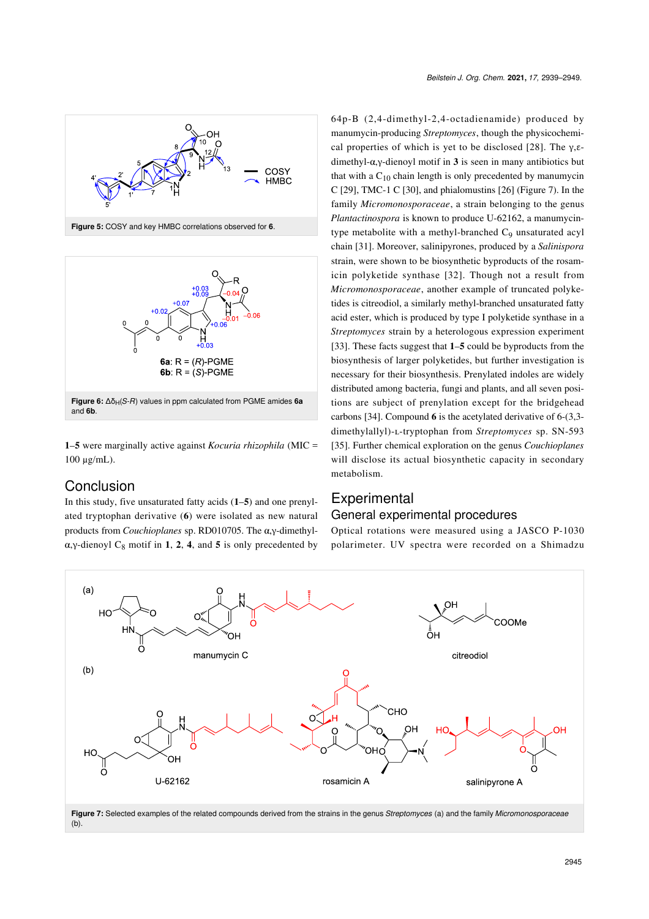Figure 5: COSY and key HMBC correlations observed for **6**.

Figure 6: $\Delta\delta_H(S\text{-}R)$ values in ppm calculated from PGME amides **6a** and **6b**.

**1**–**5** were marginally active against *Kocuria rhizophila* (MIC = 100 µg/mL).

## Conclusion

In this study, five unsaturated fatty acids (**1**–**5**) and one prenylated tryptophan derivative (**6**) were isolated as new natural products from *Couchioplanes* sp. RD010705. The α,γ-dimethyl-α,γ-dienoyl $C_8$ motif in **1**, **2**, **4**, and **5** is only precedented by 64p-B (2,4-dimethyl-2,4-octadienamide) produced by manumycin-producing *Streptomyces*, though the physicochemical properties of which is yet to be disclosed [28]. The γ,ε-dimethyl-α,γ-dienoyl motif in **3** is seen in many antibiotics but that with a $C_{10}$ chain length is only precedented by manumycin C [29], TMC-1 C [30], and phialomustins [26] (Figure 7). In the family *Micromonosporaceae*, a strain belonging to the genus *Plantactinospora* is known to produce U-62162, a manumycin-type metabolite with a methyl-branched $C_9$ unsaturated acyl chain [31]. Moreover, salinipyrones, produced by a *Salinispora* strain, were shown to be biosynthetic byproducts of the rosamicin polyketide synthase [32]. Though not a result from *Micromonosporaceae*, another example of truncated polyketides is citreodiol, a similarly methyl-branched unsaturated fatty acid ester, which is produced by type I polyketide synthase in a *Streptomyces* strain by a heterologous expression experiment [33]. These facts suggest that **1**–**5** could be byproducts from the biosynthesis of larger polyketides, but further investigation is necessary for their biosynthesis. Prenylated indoles are widely distributed among bacteria, fungi and plants, and all seven positions are subject of prenylation except for the bridgehead carbons [34]. Compound **6** is the acetylated derivative of 6-(3,3-dimethylallyl)-L-tryptophan from *Streptomyces* sp. SN-593 [35]. Further chemical exploration on the genus *Couchioplanes* will disclose its actual biosynthetic capacity in secondary metabolism.

## Experimental

### General experimental procedures

Optical rotations were measured using a JASCO P-1030 polarimeter. UV spectra were recorded on a Shimadzu

Figure 7: Selected examples of the related compounds derived from the strains in the genus *Streptomyces* (a) and the family *Micromonosporaceae* (b).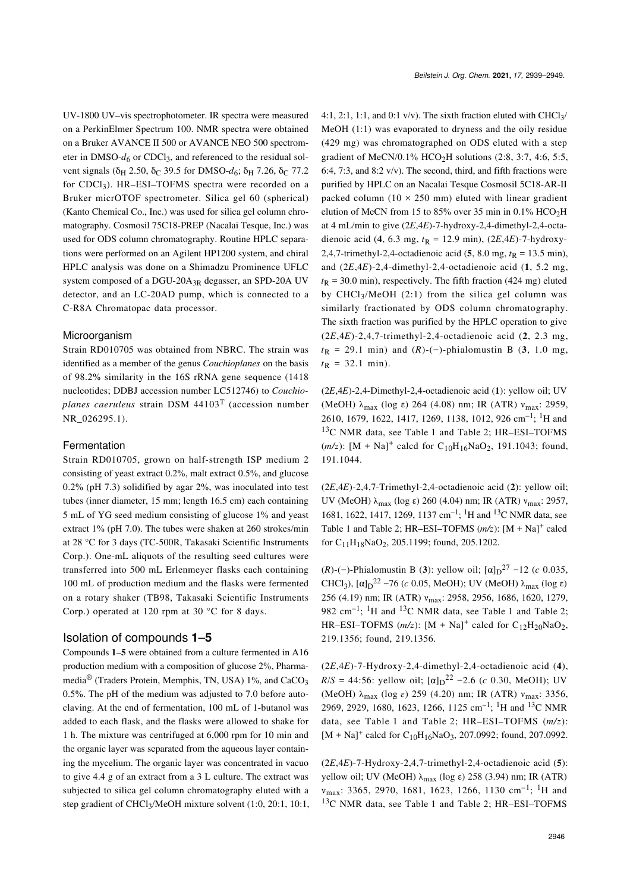UV-1800 UV–vis spectrophotometer. IR spectra were measured on a PerkinElmer Spectrum 100. NMR spectra were obtained on a Bruker AVANCE II 500 or AVANCE NEO 500 spectrometer in DMSO-$d_6$ or $CDCl_3$, and referenced to the residual solvent signals ($\delta_H$ 2.50, $\delta_C$ 39.5 for DMSO-$d_6$; $\delta_H$ 7.26, $\delta_C$ 77.2 for $CDCl_3$). HR–ESI–TOFMS spectra were recorded on a Bruker micrOTOF spectrometer. Silica gel 60 (spherical) (Kanto Chemical Co., Inc.) was used for silica gel column chromatography. Cosmosil 75C18-PREP (Nacalai Tesque, Inc.) was used for ODS column chromatography. Routine HPLC separations were performed on an Agilent HP1200 system, and chiral HPLC analysis was done on a Shimadzu Prominence UFLC system composed of a DGU-$20A_{3R}$ degasser, an SPD-20A UV detector, and an LC-20AD pump, which is connected to a C-R8A Chromatopac data processor.

### Microorganism

Strain RD010705 was obtained from NBRC. The strain was identified as a member of the genus *Couchioplanes* on the basis of 98.2% similarity in the 16S rRNA gene sequence (1418 nucleotides; DDBJ accession number LC512746) to *Couchioplanes caeruleus* strain DSM 44103$^T$ (accession number NR_026295.1).

### Fermentation

Strain RD010705, grown on half-strength ISP medium 2 consisting of yeast extract 0.2%, malt extract 0.5%, and glucose 0.2% (pH 7.3) solidified by agar 2%, was inoculated into test tubes (inner diameter, 15 mm; length 16.5 cm) each containing 5 mL of YG seed medium consisting of glucose 1% and yeast extract 1% (pH 7.0). The tubes were shaken at 260 strokes/min at 28 °C for 3 days (TC-500R, Takasaki Scientific Instruments Corp.). One-mL aliquots of the resulting seed cultures were transferred into 500 mL Erlenmeyer flasks each containing 100 mL of production medium and the flasks were fermented on a rotary shaker (TB98, Takasaki Scientific Instruments Corp.) operated at 120 rpm at 30 °C for 8 days.

## Isolation of compounds **1**–**5**

Compounds **1**–**5** were obtained from a culture fermented in A16 production medium with a composition of glucose 2%, Pharmamedia® (Traders Protein, Memphis, TN, USA) 1%, and $CaCO_3$ 0.5%. The pH of the medium was adjusted to 7.0 before autoclaving. At the end of fermentation, 100 mL of 1-butanol was added to each flask, and the flasks were allowed to shake for 1 h. The mixture was centrifuged at 6,000 rpm for 10 min and the organic layer was separated from the aqueous layer containing the mycelium. The organic layer was concentrated in vacuo to give 4.4 g of an extract from a 3 L culture. The extract was subjected to silica gel column chromatography eluted with a step gradient of $CHCl_3$/MeOH mixture solvent (1:0, 20:1, 10:1, 4:1, 2:1, 1:1, and 0:1 v/v). The sixth fraction eluted with $CHCl_3$/MeOH (1:1) was evaporated to dryness and the oily residue (429 mg) was chromatographed on ODS eluted with a step gradient of MeCN/0.1% $HCO_2H$ solutions (2:8, 3:7, 4:6, 5:5, 6:4, 7:3, and 8:2 v/v). The second, third, and fifth fractions were purified by HPLC on an Nacalai Tesque Cosmosil 5C18-AR-II packed column (10 × 250 mm) eluted with linear gradient elution of MeCN from 15 to 85% over 35 min in 0.1% $HCO_2H$ at 4 mL/min to give (2*E*,4*E*)-7-hydroxy-2,4-dimethyl-2,4-octadienoic acid (**4**, 6.3 mg, $t_R$ = 12.9 min), (2*E*,4*E*)-7-hydroxy-2,4,7-trimethyl-2,4-octadienoic acid (**5**, 8.0 mg, $t_R$ = 13.5 min), and (2*E*,4*E*)-2,4-dimethyl-2,4-octadienoic acid (**1**, 5.2 mg, $t_R$ = 30.0 min), respectively. The fifth fraction (424 mg) eluted by $CHCl_3$/MeOH (2:1) from the silica gel column was similarly fractionated by ODS column chromatography. The sixth fraction was purified by the HPLC operation to give (2*E*,4*E*)-2,4,7-trimethyl-2,4-octadienoic acid (**2**, 2.3 mg, $t_R$ = 29.1 min) and (*R*)-(−)-phialomustin B (**3**, 1.0 mg, $t_R$ = 32.1 min).

(2*E*,4*E*)-2,4-Dimethyl-2,4-octadienoic acid (**1**): yellow oil; UV (MeOH) $\lambda_{max}$ (log ε) 264 (4.08) nm; IR (ATR) $\nu_{max}$: 2959, 2610, 1679, 1622, 1417, 1269, 1138, 1012, 926 cm$^{-1}$; $^1$H and $^{13}$C NMR data, see Table 1 and Table 2; HR–ESI–TOFMS (*m/z*): [M + Na]$^+$ calcd for $C_{10}H_{16}NaO_2$, 191.1043; found, 191.1044.

(2*E*,4*E*)-2,4,7-Trimethyl-2,4-octadienoic acid (**2**): yellow oil; UV (MeOH) $\lambda_{max}$ (log ε) 260 (4.04) nm; IR (ATR) $\nu_{max}$: 2957, 1681, 1622, 1417, 1269, 1137 cm$^{-1}$; $^1$H and $^{13}$C NMR data, see Table 1 and Table 2; HR–ESI–TOFMS (*m/z*): [M + Na]$^+$ calcd for $C_{11}H_{18}NaO_2$, 205.1199; found, 205.1202.

(*R*)-(−)-Phialomustin B (**3**): yellow oil; $[\alpha]_D^{27}$ −12 (*c* 0.035, $CHCl_3$), $[\alpha]_D^{22}$ −76 (*c* 0.05, MeOH); UV (MeOH) $\lambda_{max}$ (log ε) 256 (4.19) nm; IR (ATR) $\nu_{max}$: 2958, 2956, 1686, 1620, 1279, 982 cm$^{-1}$; $^1$H and $^{13}$C NMR data, see Table 1 and Table 2; HR–ESI–TOFMS (*m/z*): [M + Na]$^+$ calcd for $C_{12}H_{20}NaO_2$, 219.1356; found, 219.1356.

(2*E*,4*E*)-7-Hydroxy-2,4-dimethyl-2,4-octadienoic acid (**4**), *R*/*S* = 44:56: yellow oil; $[\alpha]_D^{22}$ −2.6 (*c* 0.30, MeOH); UV (MeOH) $\lambda_{max}$ (log ε) 259 (4.20) nm; IR (ATR) $\nu_{max}$: 3356, 2969, 2929, 1680, 1623, 1266, 1125 cm$^{-1}$; $^1$H and $^{13}$C NMR data, see Table 1 and Table 2; HR–ESI–TOFMS (*m/z*): [M + Na]$^+$ calcd for $C_{10}H_{16}NaO_3$, 207.0992; found, 207.0992.

(2*E*,4*E*)-7-Hydroxy-2,4,7-trimethyl-2,4-octadienoic acid (**5**): yellow oil; UV (MeOH) $\lambda_{max}$ (log ε) 258 (3.94) nm; IR (ATR) $\nu_{max}$: 3365, 2970, 1681, 1623, 1266, 1130 cm$^{-1}$; $^1$H and $^{13}$C NMR data, see Table 1 and Table 2; HR–ESI–TOFMS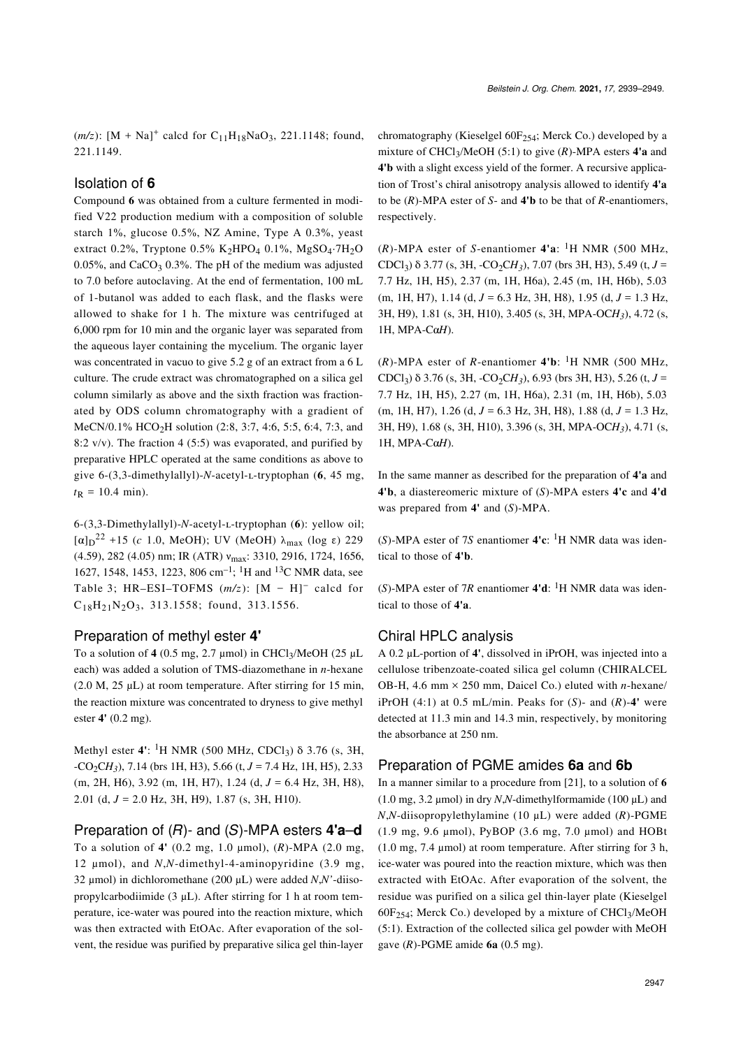($m/z$): $[M + Na]^+$ calcd for $C_{11}H_{18}NaO_3$, 221.1148; found, 221.1149.

## Isolation of **6**

Compound **6** was obtained from a culture fermented in modified V22 production medium with a composition of soluble starch 1%, glucose 0.5%, NZ Amine, Type A 0.3%, yeast extract 0.2%, Tryptone 0.5% $K_2HPO_4$ 0.1%, $MgSO_4·7H_2O$ 0.05%, and $CaCO_3$ 0.3%. The pH of the medium was adjusted to 7.0 before autoclaving. At the end of fermentation, 100 mL of 1-butanol was added to each flask, and the flasks were allowed to shake for 1 h. The mixture was centrifuged at 6,000 rpm for 10 min and the organic layer was separated from the aqueous layer containing the mycelium. The organic layer was concentrated in vacuo to give 5.2 g of an extract from a 6 L culture. The crude extract was chromatographed on a silica gel column similarly as above and the sixth fraction was fractionated by ODS column chromatography with a gradient of MeCN/0.1% $HCO_2H$ solution (2:8, 3:7, 4:6, 5:5, 6:4, 7:3, and 8:2 v/v). The fraction 4 (5:5) was evaporated, and purified by preparative HPLC operated at the same conditions as above to give 6-(3,3-dimethylallyl)-*N*-acetyl-L-tryptophan (**6**, 45 mg, $t_R$ = 10.4 min).

6-(3,3-Dimethylallyl)-*N*-acetyl-L-tryptophan (**6**): yellow oil; $[\alpha]_D^{22}$ +15 (*c* 1.0, MeOH); UV (MeOH) $\lambda_{max}$ (log ε) 229 (4.59), 282 (4.05) nm; IR (ATR) $\nu_{max}$: 3310, 2916, 1724, 1656, 1627, 1548, 1453, 1223, 806 $cm^{-1}$; $^1H$ and $^{13}C$ NMR data, see Table 3; HR–ESI–TOFMS ($m/z$): $[M - H]^-$ calcd for $C_{18}H_{21}N_2O_3$, 313.1558; found, 313.1556.

## Preparation of methyl ester **4'**

To a solution of **4** (0.5 mg, 2.7 µmol) in $CHCl_3$/MeOH (25 µL each) was added a solution of TMS-diazomethane in *n*-hexane (2.0 M, 25 µL) at room temperature. After stirring for 15 min, the reaction mixture was concentrated to dryness to give methyl ester **4'** (0.2 mg).

Methyl ester **4'**: $^1H$ NMR (500 MHz, $CDCl_3$) δ 3.76 (s, 3H, -$CO_2CH_3$), 7.14 (brs 1H, H3), 5.66 (t, *J* = 7.4 Hz, 1H, H5), 2.33 (m, 2H, H6), 3.92 (m, 1H, H7), 1.24 (d, *J* = 6.4 Hz, 3H, H8), 2.01 (d, *J* = 2.0 Hz, 3H, H9), 1.87 (s, 3H, H10).

## Preparation of (*R*)- and (*S*)-MPA esters **4'a–d**

To a solution of **4'** (0.2 mg, 1.0 µmol), (*R*)-MPA (2.0 mg, 12 µmol), and *N*,*N*-dimethyl-4-aminopyridine (3.9 mg, 32 µmol) in dichloromethane (200 µL) were added *N*,*N'*-diisopropylcarbodiimide (3 µL). After stirring for 1 h at room temperature, ice-water was poured into the reaction mixture, which was then extracted with EtOAc. After evaporation of the solvent, the residue was purified by preparative silica gel thin-layer chromatography (Kieselgel $60F_{254}$; Merck Co.) developed by a mixture of $CHCl_3$/MeOH (5:1) to give (*R*)-MPA esters **4'a** and **4'b** with a slight excess yield of the former. A recursive application of Trost's chiral anisotropy analysis allowed to identify **4'a** to be (*R*)-MPA ester of *S*- and **4'b** to be that of *R*-enantiomers, respectively.

(*R*)-MPA ester of *S*-enantiomer **4'a**: $^1H$ NMR (500 MHz, $CDCl_3$) δ 3.77 (s, 3H, -$CO_2CH_3$), 7.07 (brs 3H, H3), 5.49 (t, *J* = 7.7 Hz, 1H, H5), 2.37 (m, 1H, H6a), 2.45 (m, 1H, H6b), 5.03 (m, 1H, H7), 1.14 (d, *J* = 6.3 Hz, 3H, H8), 1.95 (d, *J* = 1.3 Hz, 3H, H9), 1.81 (s, 3H, H10), 3.405 (s, 3H, MPA-O$CH_3$), 4.72 (s, 1H, MPA-C$\alpha$*H*).

(*R*)-MPA ester of *R*-enantiomer **4'b**: $^1H$ NMR (500 MHz, $CDCl_3$) δ 3.76 (s, 3H, -$CO_2CH_3$), 6.93 (brs 3H, H3), 5.26 (t, *J* = 7.7 Hz, 1H, H5), 2.27 (m, 1H, H6a), 2.31 (m, 1H, H6b), 5.03 (m, 1H, H7), 1.26 (d, *J* = 6.3 Hz, 3H, H8), 1.88 (d, *J* = 1.3 Hz, 3H, H9), 1.68 (s, 3H, H10), 3.396 (s, 3H, MPA-O$CH_3$), 4.71 (s, 1H, MPA-C$\alpha$*H*).

In the same manner as described for the preparation of **4'a** and **4'b**, a diastereomeric mixture of (*S*)-MPA esters **4'c** and **4'd** was prepared from **4'** and (*S*)-MPA.

(*S*)-MPA ester of 7*S* enantiomer **4'c**: $^1H$ NMR data was identical to those of **4'b**.

(*S*)-MPA ester of 7*R* enantiomer **4'd**: $^1H$ NMR data was identical to those of **4'a**.

## Chiral HPLC analysis

A 0.2 µL-portion of **4'**, dissolved in iPrOH, was injected into a cellulose tribenzoate-coated silica gel column (CHIRALCEL OB-H, 4.6 mm × 250 mm, Daicel Co.) eluted with *n*-hexane/iPrOH (4:1) at 0.5 mL/min. Peaks for (*S*)- and (*R*)-**4'** were detected at 11.3 min and 14.3 min, respectively, by monitoring the absorbance at 250 nm.

## Preparation of PGME amides **6a** and **6b**

In a manner similar to a procedure from [21], to a solution of **6** (1.0 mg, 3.2 µmol) in dry *N*,*N*-dimethylformamide (100 µL) and *N*,*N*-diisopropylethylamine (10 µL) were added (*R*)-PGME (1.9 mg, 9.6 µmol), PyBOP (3.6 mg, 7.0 µmol) and HOBt (1.0 mg, 7.4 µmol) at room temperature. After stirring for 3 h, ice-water was poured into the reaction mixture, which was then extracted with EtOAc. After evaporation of the solvent, the residue was purified on a silica gel thin-layer plate (Kieselgel $60F_{254}$; Merck Co.) developed by a mixture of $CHCl_3$/MeOH (5:1). Extraction of the collected silica gel powder with MeOH gave (*R*)-PGME amide **6a** (0.5 mg).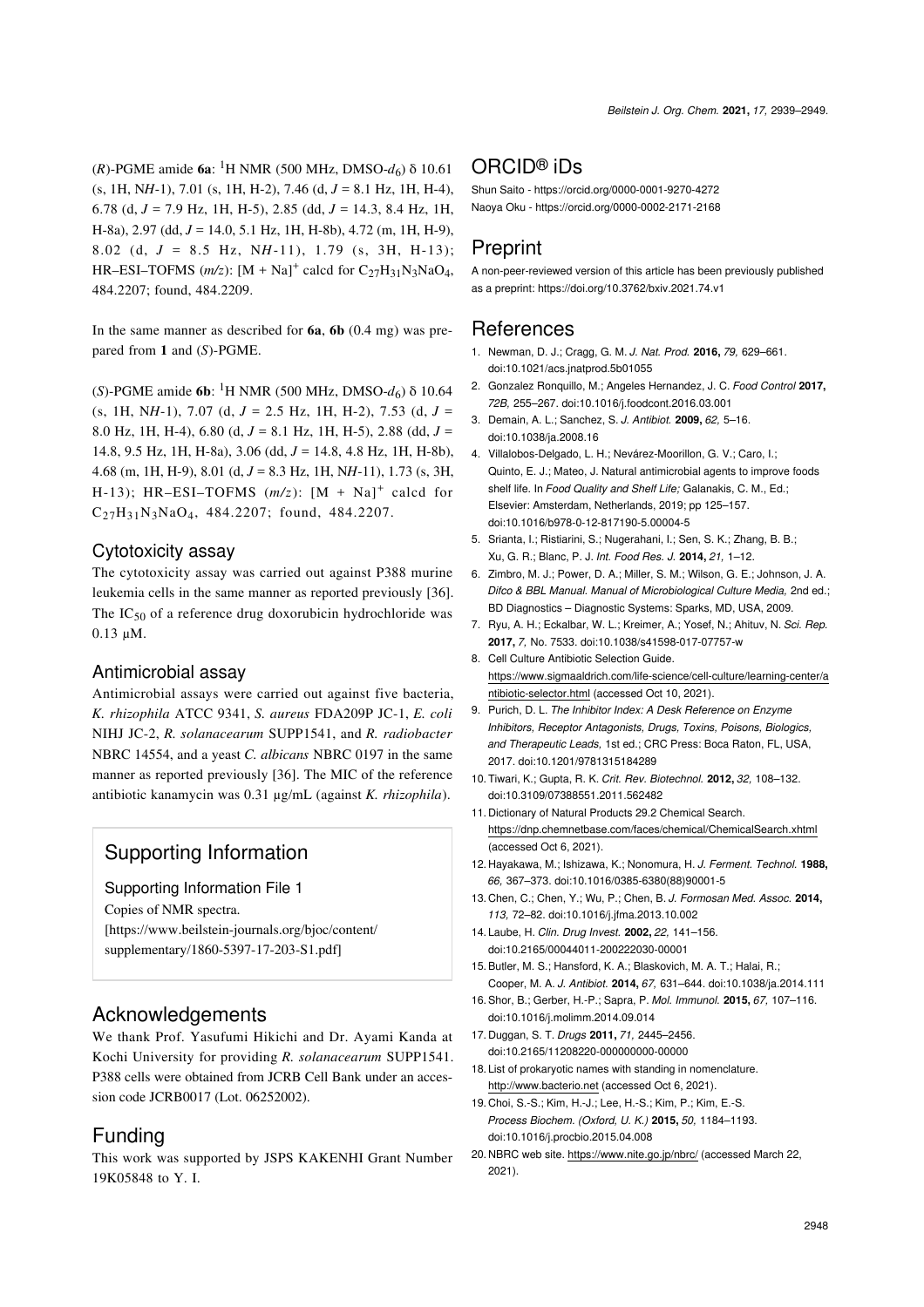(*R*)-PGME amide **6a**: $^1$H NMR (500 MHz, DMSO-$d_6$) δ 10.61 (s, 1H, N*H*-1), 7.01 (s, 1H, H-2), 7.46 (d, *J* = 8.1 Hz, 1H, H-4), 6.78 (d, *J* = 7.9 Hz, 1H, H-5), 2.85 (dd, *J* = 14.3, 8.4 Hz, 1H, H-8a), 2.97 (dd, *J* = 14.0, 5.1 Hz, 1H, H-8b), 4.72 (m, 1H, H-9), 8.02 (d, *J* = 8.5 Hz, N*H*-11), 1.79 (s, 3H, H-13); HR–ESI–TOFMS (*m/z*): [M + Na]$^+$ calcd for $C_{27}H_{31}N_3NaO_4$, 484.2207; found, 484.2209.

In the same manner as described for **6a**, **6b** (0.4 mg) was prepared from **1** and (*S*)-PGME.

(*S*)-PGME amide **6b**: $^1$H NMR (500 MHz, DMSO-$d_6$) δ 10.64 (s, 1H, N*H*-1), 7.07 (d, *J* = 2.5 Hz, 1H, H-2), 7.53 (d, *J* = 8.0 Hz, 1H, H-4), 6.80 (d, *J* = 8.1 Hz, 1H, H-5), 2.88 (dd, *J* = 14.8, 9.5 Hz, 1H, H-8a), 3.06 (dd, *J* = 14.8, 4.8 Hz, 1H, H-8b), 4.68 (m, 1H, H-9), 8.01 (d, *J* = 8.3 Hz, 1H, N*H*-11), 1.73 (s, 3H, H-13); HR–ESI–TOFMS (*m/z*): [M + Na]$^+$ calcd for $C_{27}H_{31}N_3NaO_4$, 484.2207; found, 484.2207.

### Cytotoxicity assay

The cytotoxicity assay was carried out against P388 murine leukemia cells in the same manner as reported previously [36]. The $IC_{50}$ of a reference drug doxorubicin hydrochloride was 0.13 µM.

### Antimicrobial assay

Antimicrobial assays were carried out against five bacteria, *K. rhizophila* ATCC 9341, *S. aureus* FDA209P JC-1, *E. coli* NIHJ JC-2, *R. solanacearum* SUPP1541, and *R. radiobacter* NBRC 14554, and a yeast *C. albicans* NBRC 0197 in the same manner as reported previously [36]. The MIC of the reference antibiotic kanamycin was 0.31 µg/mL (against *K. rhizophila*).

## Supporting Information

Supporting Information File 1

Copies of NMR spectra.

[https://www.beilstein-journals.org/bjoc/content/supplementary/1860-5397-17-203-S1.pdf]

## Acknowledgements

We thank Prof. Yasufumi Hikichi and Dr. Ayami Kanda at Kochi University for providing *R. solanacearum* SUPP1541. P388 cells were obtained from JCRB Cell Bank under an accession code JCRB0017 (Lot. 06252002).

## Funding

This work was supported by JSPS KAKENHI Grant Number 19K05848 to Y. I.

## ORCID® iDs

Shun Saito - https://orcid.org/0000-0001-9270-4272
Naoya Oku - https://orcid.org/0000-0002-2171-2168

## Preprint

A non-peer-reviewed version of this article has been previously published as a preprint: https://doi.org/10.3762/bxiv.2021.74.v1

## References

1. Newman, D. J.; Cragg, G. M. *J. Nat. Prod.* **2016,** *79,* 629–661. doi:10.1021/acs.jnatprod.5b01055
2. Gonzalez Ronquillo, M.; Angeles Hernandez, J. C. *Food Control* **2017,** *72B,* 255–267. doi:10.1016/j.foodcont.2016.03.001
3. Demain, A. L.; Sanchez, S. *J. Antibiot.* **2009,** *62,* 5–16. doi:10.1038/ja.2008.16
4. Villalobos-Delgado, L. H.; Nevárez-Moorillon, G. V.; Caro, I.; Quinto, E. J.; Mateo, J. Natural antimicrobial agents to improve foods shelf life. In *Food Quality and Shelf Life;* Galanakis, C. M., Ed.; Elsevier: Amsterdam, Netherlands, 2019; pp 125–157. doi:10.1016/b978-0-12-817190-5.00004-5
5. Srianta, I.; Ristiarini, S.; Nugerahani, I.; Sen, S. K.; Zhang, B. B.; Xu, G. R.; Blanc, P. J. *Int. Food Res. J.* **2014,** *21,* 1–12.
6. Zimbro, M. J.; Power, D. A.; Miller, S. M.; Wilson, G. E.; Johnson, J. A. *Difco & BBL Manual. Manual of Microbiological Culture Media,* 2nd ed.; BD Diagnostics – Diagnostic Systems: Sparks, MD, USA, 2009.
7. Ryu, A. H.; Eckalbar, W. L.; Kreimer, A.; Yosef, N.; Ahituv, N. *Sci. Rep.* **2017,** *7,* No. 7533. doi:10.1038/s41598-017-07757-w
8. Cell Culture Antibiotic Selection Guide. https://www.sigmaaldrich.com/life-science/cell-culture/learning-center/antibiotic-selector.html (accessed Oct 10, 2021).
9. Purich, D. L. *The Inhibitor Index: A Desk Reference on Enzyme Inhibitors, Receptor Antagonists, Drugs, Toxins, Poisons, Biologics, and Therapeutic Leads,* 1st ed.; CRC Press: Boca Raton, FL, USA, 2017. doi:10.1201/9781315184289
10. Tiwari, K.; Gupta, R. K. *Crit. Rev. Biotechnol.* **2012,** *32,* 108–132. doi:10.3109/07388551.2011.562482
11. Dictionary of Natural Products 29.2 Chemical Search. https://dnp.chemnetbase.com/faces/chemical/ChemicalSearch.xhtml (accessed Oct 6, 2021).
12. Hayakawa, M.; Ishizawa, K.; Nonomura, H. *J. Ferment. Technol.* **1988,** *66,* 367–373. doi:10.1016/0385-6380(88)90001-5
13. Chen, C.; Chen, Y.; Wu, P.; Chen, B. *J. Formosan Med. Assoc.* **2014,** *113,* 72–82. doi:10.1016/j.jfma.2013.10.002
14. Laube, H. *Clin. Drug Invest.* **2002,** *22,* 141–156. doi:10.2165/00044011-200222030-00001
15. Butler, M. S.; Hansford, K. A.; Blaskovich, M. A. T.; Halai, R.; Cooper, M. A. *J. Antibiot.* **2014,** *67,* 631–644. doi:10.1038/ja.2014.111
16. Shor, B.; Gerber, H.-P.; Sapra, P. *Mol. Immunol.* **2015,** *67,* 107–116. doi:10.1016/j.molimm.2014.09.014
17. Duggan, S. T. *Drugs* **2011,** *71,* 2445–2456. doi:10.2165/11208220-000000000-00000
18. List of prokaryotic names with standing in nomenclature. http://www.bacterio.net (accessed Oct 6, 2021).
19. Choi, S.-S.; Kim, H.-J.; Lee, H.-S.; Kim, P.; Kim, E.-S. *Process Biochem. (Oxford, U. K.)* **2015,** *50,* 1184–1193. doi:10.1016/j.procbio.2015.04.008
20. NBRC web site. https://www.nite.go.jp/nbrc/ (accessed March 22, 2021).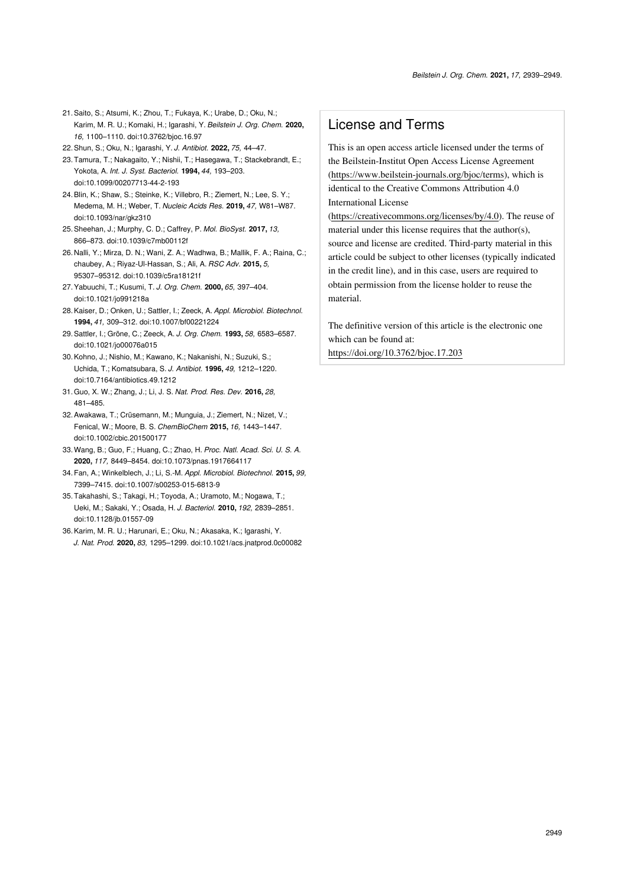21. Saito, S.; Atsumi, K.; Zhou, T.; Fukaya, K.; Urabe, D.; Oku, N.; Karim, M. R. U.; Komaki, H.; Igarashi, Y. *Beilstein J. Org. Chem.* **2020,** *16,* 1100–1110. doi:10.3762/bjoc.16.97
22. Shun, S.; Oku, N.; Igarashi, Y. *J. Antibiot.* **2022,** *75,* 44–47.
23. Tamura, T.; Nakagaito, Y.; Nishii, T.; Hasegawa, T.; Stackebrandt, E.; Yokota, A. *Int. J. Syst. Bacteriol.* **1994,** *44,* 193–203. doi:10.1099/00207713-44-2-193
24. Blin, K.; Shaw, S.; Steinke, K.; Villebro, R.; Ziemert, N.; Lee, S. Y.; Medema, M. H.; Weber, T. *Nucleic Acids Res.* **2019,** *47,* W81–W87. doi:10.1093/nar/gkz310
25. Sheehan, J.; Murphy, C. D.; Caffrey, P. *Mol. BioSyst.* **2017,** *13,* 866–873. doi:10.1039/c7mb00112f
26. Nalli, Y.; Mirza, D. N.; Wani, Z. A.; Wadhwa, B.; Mallik, F. A.; Raina, C.; chaubey, A.; Riyaz-Ul-Hassan, S.; Ali, A. *RSC Adv.* **2015,** *5,* 95307–95312. doi:10.1039/c5ra18121f
27. Yabuuchi, T.; Kusumi, T. *J. Org. Chem.* **2000,** *65,* 397–404. doi:10.1021/jo991218a
28. Kaiser, D.; Onken, U.; Sattler, I.; Zeeck, A. *Appl. Microbiol. Biotechnol.* **1994,** *41,* 309–312. doi:10.1007/bf00221224
29. Sattler, I.; Gröne, C.; Zeeck, A. *J. Org. Chem.* **1993,** *58,* 6583–6587. doi:10.1021/jo00076a015
30. Kohno, J.; Nishio, M.; Kawano, K.; Nakanishi, N.; Suzuki, S.; Uchida, T.; Komatsubara, S. *J. Antibiot.* **1996,** *49,* 1212–1220. doi:10.7164/antibiotics.49.1212
31. Guo, X. W.; Zhang, J.; Li, J. S. *Nat. Prod. Res. Dev.* **2016,** *28,* 481–485.
32. Awakawa, T.; Crüsemann, M.; Munguia, J.; Ziemert, N.; Nizet, V.; Fenical, W.; Moore, B. S. *ChemBioChem* **2015,** *16,* 1443–1447. doi:10.1002/cbic.201500177
33. Wang, B.; Guo, F.; Huang, C.; Zhao, H. *Proc. Natl. Acad. Sci. U. S. A.* **2020,** *117,* 8449–8454. doi:10.1073/pnas.1917664117
34. Fan, A.; Winkelblech, J.; Li, S.-M. *Appl. Microbiol. Biotechnol.* **2015,** *99,* 7399–7415. doi:10.1007/s00253-015-6813-9
35. Takahashi, S.; Takagi, H.; Toyoda, A.; Uramoto, M.; Nogawa, T.; Ueki, M.; Sakaki, Y.; Osada, H. *J. Bacteriol.* **2010,** *192,* 2839–2851. doi:10.1128/jb.01557-09
36. Karim, M. R. U.; Harunari, E.; Oku, N.; Akasaka, K.; Igarashi, Y. *J. Nat. Prod.* **2020,** *83,* 1295–1299. doi:10.1021/acs.jnatprod.0c00082

## License and Terms

This is an open access article licensed under the terms of the Beilstein-Institut Open Access License Agreement (https://www.beilstein-journals.org/bjoc/terms), which is identical to the Creative Commons Attribution 4.0 International License (https://creativecommons.org/licenses/by/4.0). The reuse of material under this license requires that the author(s), source and license are credited. Third-party material in this article could be subject to other licenses (typically indicated in the credit line), and in this case, users are required to obtain permission from the license holder to reuse the material.

The definitive version of this article is the electronic one which can be found at:
https://doi.org/10.3762/bjoc.17.203